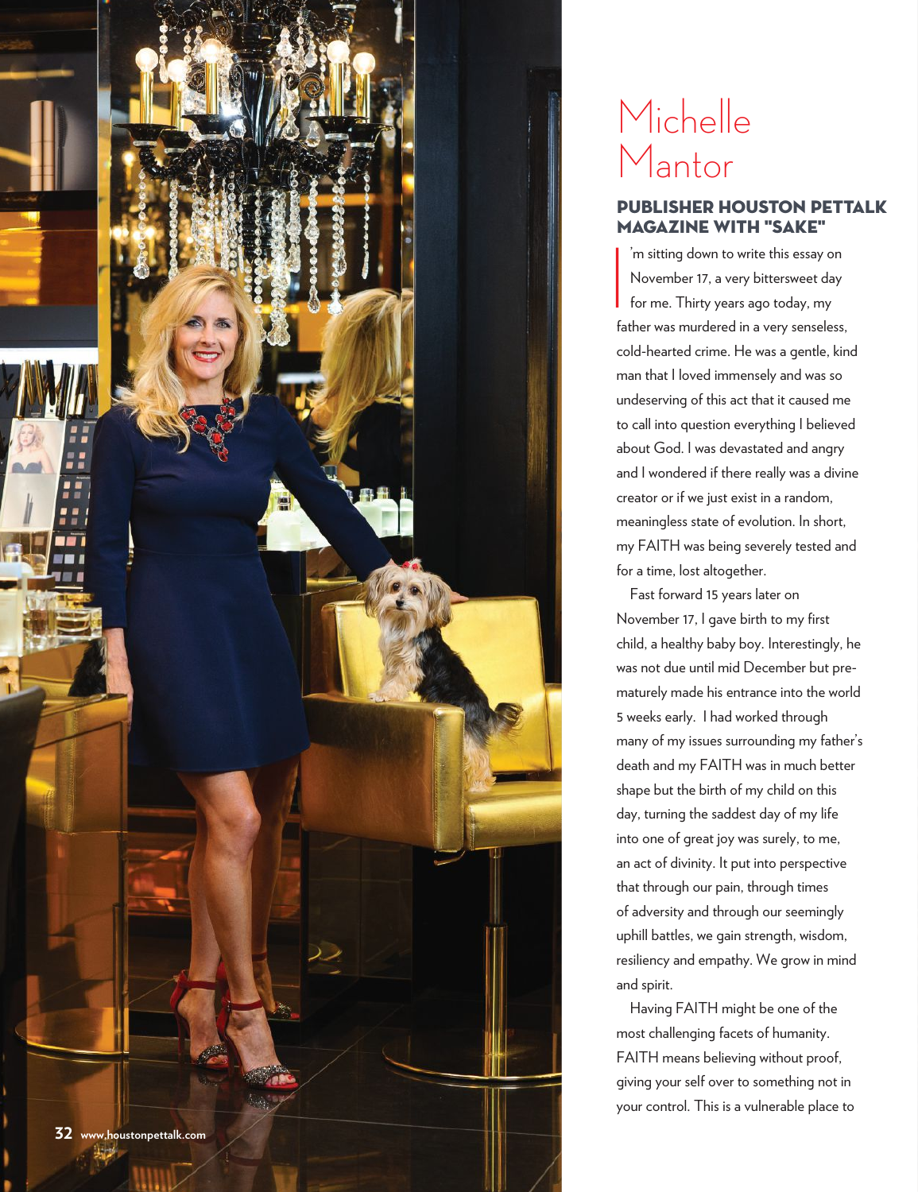# Michelle Mantor

## PUBLISHER HOUSTON PETTALK MAGAZINE WITH "SAKE"

I'm sitting down to write this essay on November 17, a very bittersweet day for me. Thirty years ago today, my father was murdered in a very senseless, cold-hearted crime. He was a gentle, kind man that I loved immensely and was so undeserving of this act that it caused me to call into question everything I believed about God. I was devastated and angry and I wondered if there really was a divine creator or if we just exist in a random, meaningless state of evolution. In short, my FAITH was being severely tested and for a time, lost altogether.

Fast forward 15 years later on November 17, I gave birth to my first child, a healthy baby boy. Interestingly, he was not due until mid December but prematurely made his entrance into the world 5 weeks early. I had worked through many of my issues surrounding my father's death and my FAITH was in much better shape but the birth of my child on this day, turning the saddest day of my life into one of great joy was surely, to me, an act of divinity. It put into perspective that through our pain, through times of adversity and through our seemingly uphill battles, we gain strength, wisdom, resiliency and empathy. We grow in mind and spirit.

Having FAITH might be one of the most challenging facets of humanity. FAITH means believing without proof, giving your self over to something not in your control. This is a vulnerable place to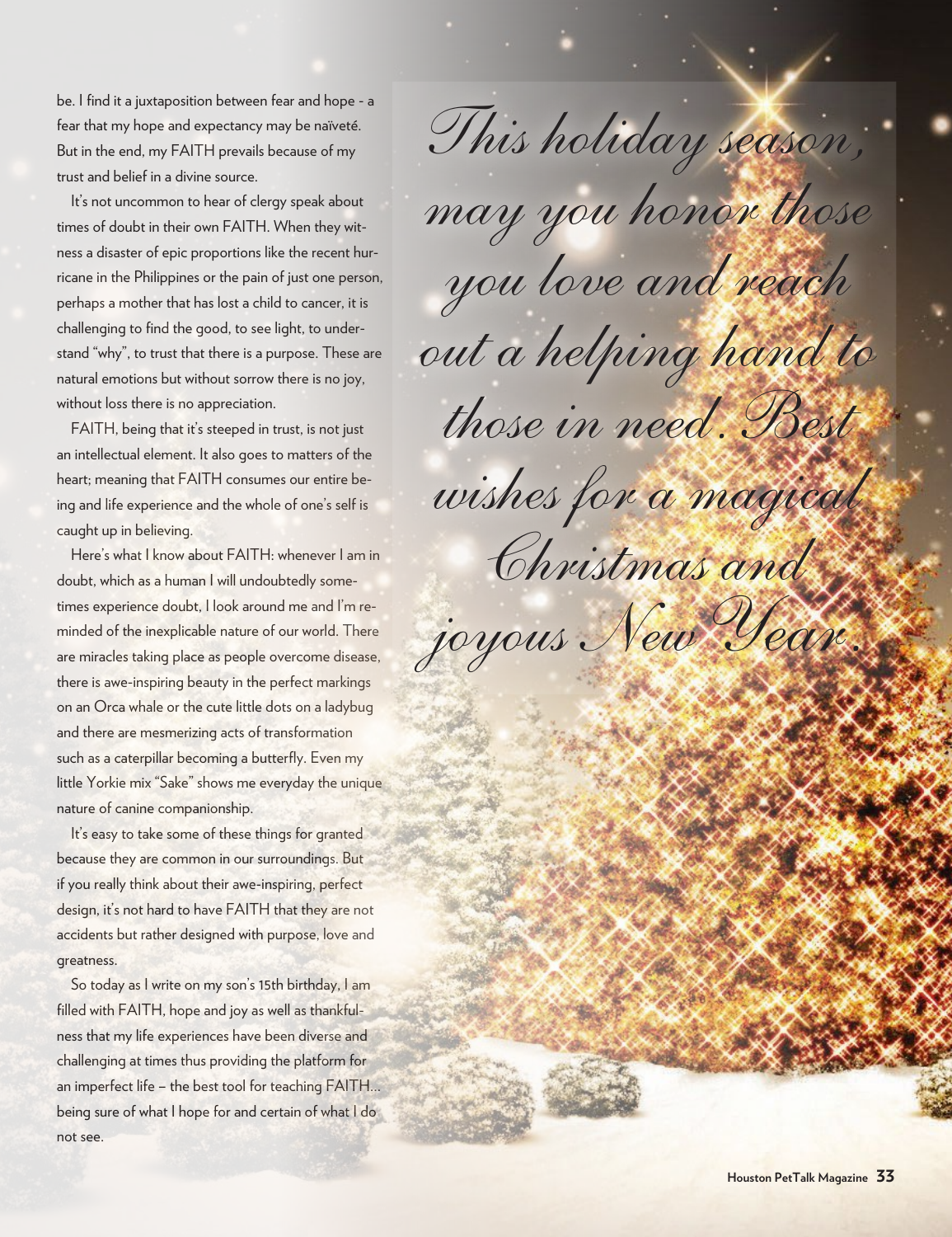be. I find it a juxtaposition between fear and hope - a fear that my hope and expectancy may be naïveté. But in the end, my FAITH prevails because of my trust and belief in a divine source.

It's not uncommon to hear of clergy speak about times of doubt in their own FAITH. When they witness a disaster of epic proportions like the recent hurricane in the Philippines or the pain of just one person, perhaps a mother that has lost a child to cancer, it is challenging to find the good, to see light, to understand "why", to trust that there is a purpose. These are natural emotions but without sorrow there is no joy, without loss there is no appreciation.

FAITH, being that it's steeped in trust, is not just an intellectual element. It also goes to matters of the heart; meaning that FAITH consumes our entire being and life experience and the whole of one's self is caught up in believing.

Here's what I know about FAITH: whenever I am in doubt, which as a human I will undoubtedly sometimes experience doubt, I look around me and I'm reminded of the inexplicable nature of our world. There are miracles taking place as people overcome disease, there is awe-inspiring beauty in the perfect markings on an Orca whale or the cute little dots on a ladybug and there are mesmerizing acts of transformation such as a caterpillar becoming a butterfly. Even my little Yorkie mix "Sake" shows me everyday the unique nature of canine companionship.

It's easy to take some of these things for granted because they are common in our surroundings. But if you really think about their awe-inspiring, perfect design, it's not hard to have FAITH that they are not accidents but rather designed with purpose, love and greatness.

So today as I write on my son's 15th birthday, I am filled with FAITH, hope and joy as well as thankfulness that my life experiences have been diverse and challenging at times thus providing the platform for an imperfect life – the best tool for teaching FAITH... being sure of what I hope for and certain of what I do not see.

*This holiday season, may you honor those you love and reach out a helping hand to those in need. Best wishes for a magical Christmas and joyous New Year.*